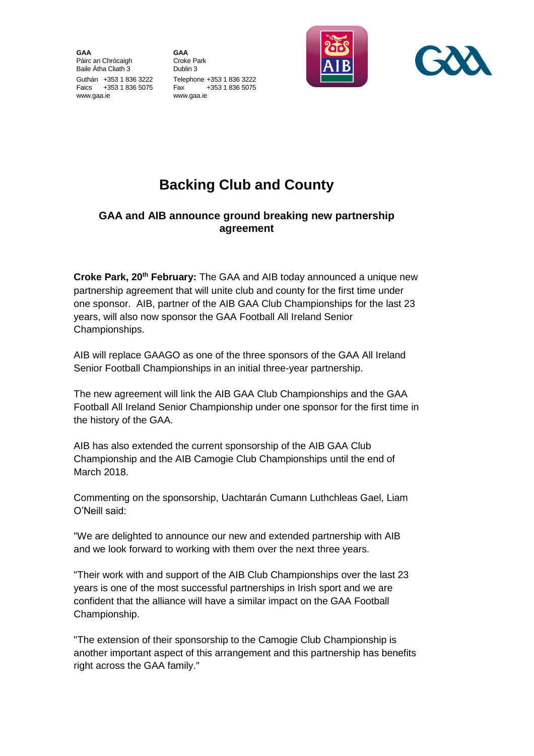**GAA**
Páirc an Chrócaigh
Baile Átha Cliath 3
Guthán +353 1 836 3222
Faics +353 1 836 5075
www.gaa.ie

**GAA**
Croke Park
Dublin 3
Telephone +353 1 836 3222
Fax +353 1 836 5075
www.gaa.ie

# Backing Club and County

### GAA and AIB announce ground breaking new partnership agreement

**Croke Park, 20th February:** The GAA and AIB today announced a unique new partnership agreement that will unite club and county for the first time under one sponsor. AIB, partner of the AIB GAA Club Championships for the last 23 years, will also now sponsor the GAA Football All Ireland Senior Championships.

AIB will replace GAAGO as one of the three sponsors of the GAA All Ireland Senior Football Championships in an initial three-year partnership.

The new agreement will link the AIB GAA Club Championships and the GAA Football All Ireland Senior Championship under one sponsor for the first time in the history of the GAA.

AIB has also extended the current sponsorship of the AIB GAA Club Championship and the AIB Camogie Club Championships until the end of March 2018.

Commenting on the sponsorship, Uachtarán Cumann Luthchleas Gael, Liam O'Neill said:

"We are delighted to announce our new and extended partnership with AIB and we look forward to working with them over the next three years.

"Their work with and support of the AIB Club Championships over the last 23 years is one of the most successful partnerships in Irish sport and we are confident that the alliance will have a similar impact on the GAA Football Championship.

"The extension of their sponsorship to the Camogie Club Championship is another important aspect of this arrangement and this partnership has benefits right across the GAA family."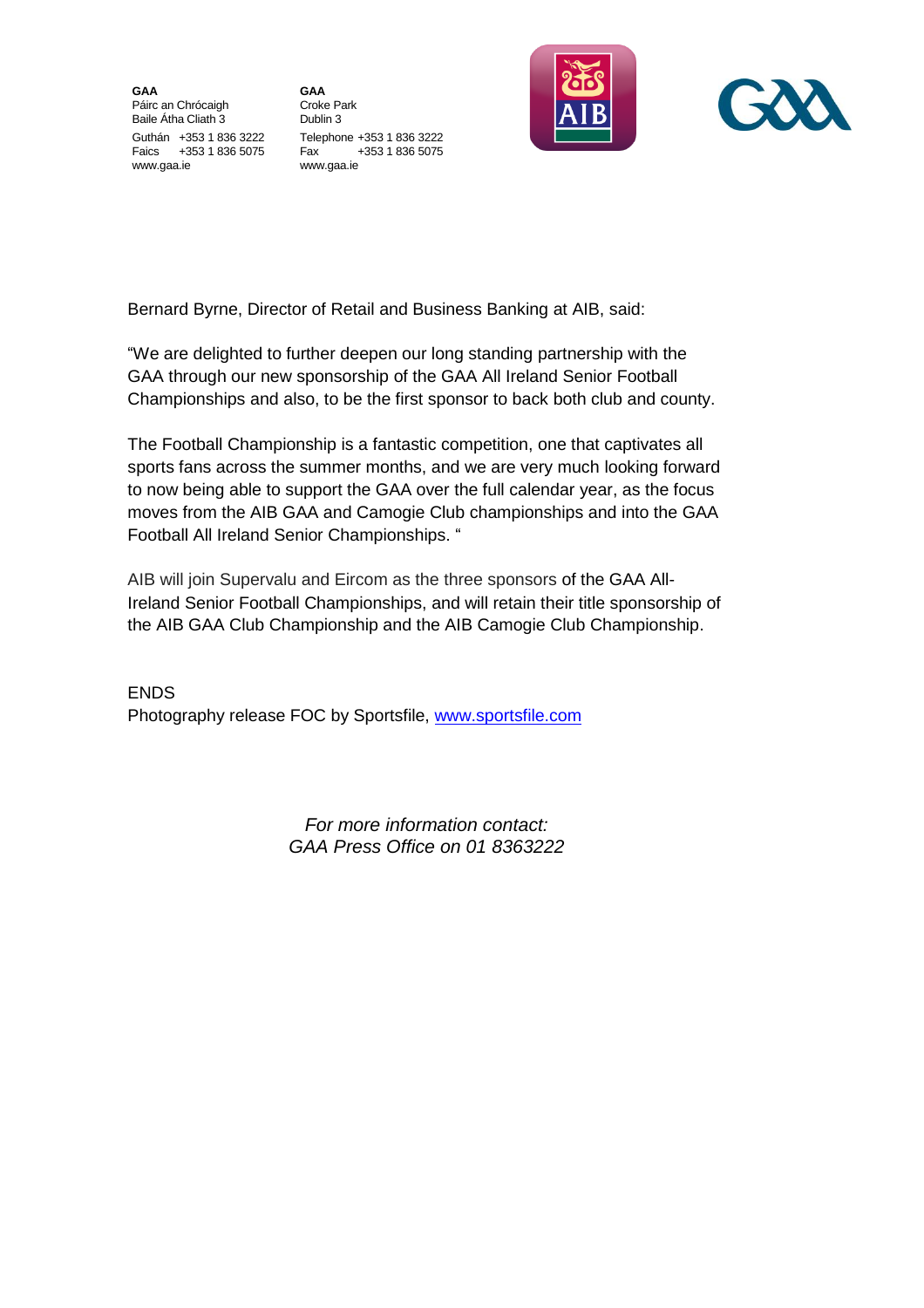GAA
Páirc an Chrócaigh
Baile Átha Cliath 3
Guthán +353 1 836 3222
Faics +353 1 836 5075
www.gaa.ie

GAA
Croke Park
Dublin 3
Telephone +353 1 836 3222
Fax +353 1 836 5075
www.gaa.ie

Bernard Byrne, Director of Retail and Business Banking at AIB, said:

"We are delighted to further deepen our long standing partnership with the GAA through our new sponsorship of the GAA All Ireland Senior Football Championships and also, to be the first sponsor to back both club and county.

The Football Championship is a fantastic competition, one that captivates all sports fans across the summer months, and we are very much looking forward to now being able to support the GAA over the full calendar year, as the focus moves from the AIB GAA and Camogie Club championships and into the GAA Football All Ireland Senior Championships. "

AIB will join Supervalu and Eircom as the three sponsors of the GAA All-Ireland Senior Football Championships, and will retain their title sponsorship of the AIB GAA Club Championship and the AIB Camogie Club Championship.

ENDS
Photography release FOC by Sportsfile, [www.sportsfile.com](http://www.sportsfile.com)

*For more information contact:*
*GAA Press Office on 01 8363222*